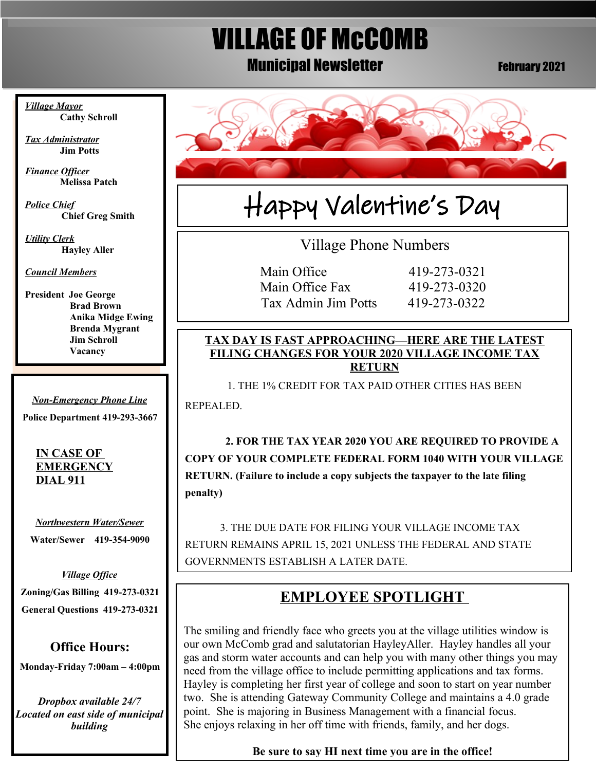# VILLAGE OF McCOMB

## Municipal Newsletter

February 2021

*Village Mayor*
Cathy Schroll

*Tax Administrator*
Jim Potts

*Finance Officer*
Melissa Patch

*Police Chief*
Chief Greg Smith

*Utility Clerk*
Hayley Aller

*Council Members*

President Joe George
Brad Brown
Anika Midge Ewing
Brenda Mygrant
Jim Schroll
Vacancy

*Non-Emergency Phone Line*

**Police Department 419-293-3667**

**IN CASE OF EMERGENCY DIAL 911**

*Northwestern Water/Sewer*

**Water/Sewer 419-354-9090**

*Village Office*

**Zoning/Gas Billing 419-273-0321**

**General Questions 419-273-0321**

**Office Hours:**

**Monday-Friday 7:00am – 4:00pm**

*Dropbox available 24/7*
*Located on east side of municipal building*

## Happy Valentine's Day

### Village Phone Numbers

| | |
|---|---|
| Main Office | 419-273-0321 |
| Main Office Fax | 419-273-0320 |
| Tax Admin Jim Potts | 419-273-0322 |

### TAX DAY IS FAST APPROACHING—HERE ARE THE LATEST FILING CHANGES FOR YOUR 2020 VILLAGE INCOME TAX RETURN

1. THE 1% CREDIT FOR TAX PAID OTHER CITIES HAS BEEN REPEALED.

**2. FOR THE TAX YEAR 2020 YOU ARE REQUIRED TO PROVIDE A COPY OF YOUR COMPLETE FEDERAL FORM 1040 WITH YOUR VILLAGE RETURN. (Failure to include a copy subjects the taxpayer to the late filing penalty)**

3. THE DUE DATE FOR FILING YOUR VILLAGE INCOME TAX RETURN REMAINS APRIL 15, 2021 UNLESS THE FEDERAL AND STATE GOVERNMENTS ESTABLISH A LATER DATE.

## EMPLOYEE SPOTLIGHT

The smiling and friendly face who greets you at the village utilities window is our own McComb grad and salutatorian HayleyAller. Hayley handles all your gas and storm water accounts and can help you with many other things you may need from the village office to include permitting applications and tax forms. Hayley is completing her first year of college and soon to start on year number two. She is attending Gateway Community College and maintains a 4.0 grade point. She is majoring in Business Management with a financial focus. She enjoys relaxing in her off time with friends, family, and her dogs.

**Be sure to say HI next time you are in the office!**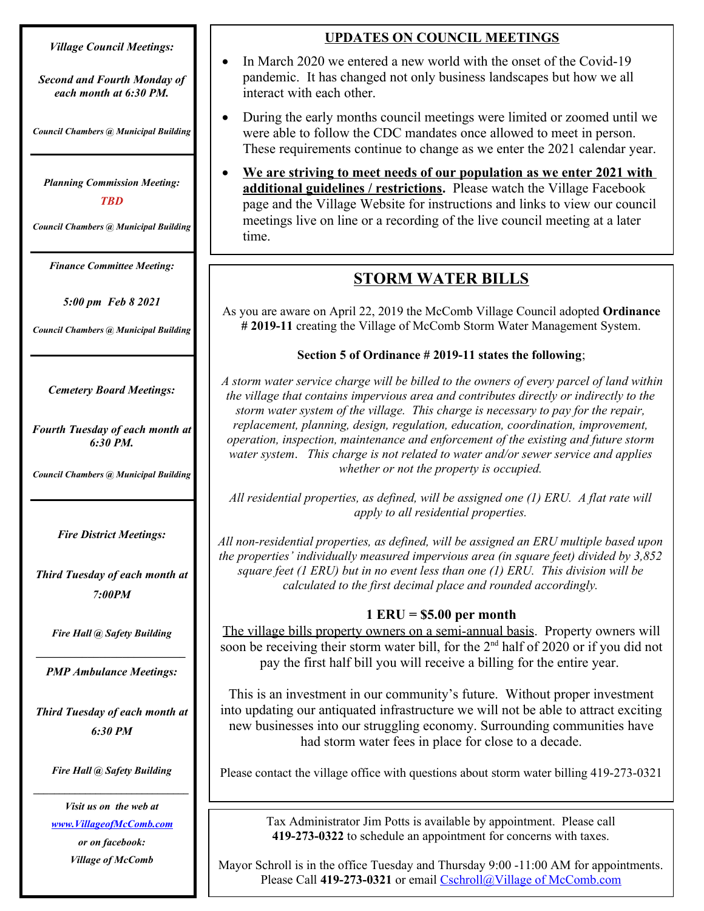*Village Council Meetings:*

***Second and Fourth Monday of each month at 6:30 PM.***

***Council Chambers @ Municipal Building***

---

*Planning Commission Meeting:*

***TBD***

***Council Chambers @ Municipal Building***

---

*Finance Committee Meeting:*

***5:00 pm Feb 8 2021***

***Council Chambers @ Municipal Building***

---

*Cemetery Board Meetings:*

***Fourth Tuesday of each month at 6:30 PM.***

***Council Chambers @ Municipal Building***

---

*Fire District Meetings:*

***Third Tuesday of each month at 7:00PM***

***Fire Hall @ Safety Building***

---

*PMP Ambulance Meetings:*

***Third Tuesday of each month at 6:30 PM***

***Fire Hall @ Safety Building***

---

*Visit us on the web at*

***www.VillageofMcComb.com***

*or on facebook:*

***Village of McComb***

## UPDATES ON COUNCIL MEETINGS

- In March 2020 we entered a new world with the onset of the Covid-19 pandemic. It has changed not only business landscapes but how we all interact with each other.
- During the early months council meetings were limited or zoomed until we were able to follow the CDC mandates once allowed to meet in person. These requirements continue to change as we enter the 2021 calendar year.
- **We are striving to meet needs of our population as we enter 2021 with additional guidelines / restrictions.** Please watch the Village Facebook page and the Village Website for instructions and links to view our council meetings live on line or a recording of the live council meeting at a later time.

## STORM WATER BILLS

As you are aware on April 22, 2019 the McComb Village Council adopted **Ordinance # 2019-11** creating the Village of McComb Storm Water Management System.

**Section 5 of Ordinance # 2019-11 states the following**;

*A storm water service charge will be billed to the owners of every parcel of land within the village that contains impervious area and contributes directly or indirectly to the storm water system of the village. This charge is necessary to pay for the repair, replacement, planning, design, regulation, education, coordination, improvement, operation, inspection, maintenance and enforcement of the existing and future storm water system. This charge is not related to water and/or sewer service and applies whether or not the property is occupied.*

*All residential properties, as defined, will be assigned one (1) ERU. A flat rate will apply to all residential properties.*

*All non-residential properties, as defined, will be assigned an ERU multiple based upon the properties' individually measured impervious area (in square feet) divided by 3,852 square feet (1 ERU) but in no event less than one (1) ERU. This division will be calculated to the first decimal place and rounded accordingly.*

**1 ERU = $5.00 per month**

The village bills property owners on a semi-annual basis. Property owners will soon be receiving their storm water bill, for the 2nd half of 2020 or if you did not pay the first half bill you will receive a billing for the entire year.

This is an investment in our community's future. Without proper investment into updating our antiquated infrastructure we will not be able to attract exciting new businesses into our struggling economy. Surrounding communities have had storm water fees in place for close to a decade.

Please contact the village office with questions about storm water billing 419-273-0321

---

Tax Administrator Jim Potts is available by appointment. Please call **419-273-0322** to schedule an appointment for concerns with taxes.

Mayor Schroll is in the office Tuesday and Thursday 9:00 -11:00 AM for appointments. Please Call **419-273-0321** or email Cschroll@Village of McComb.com